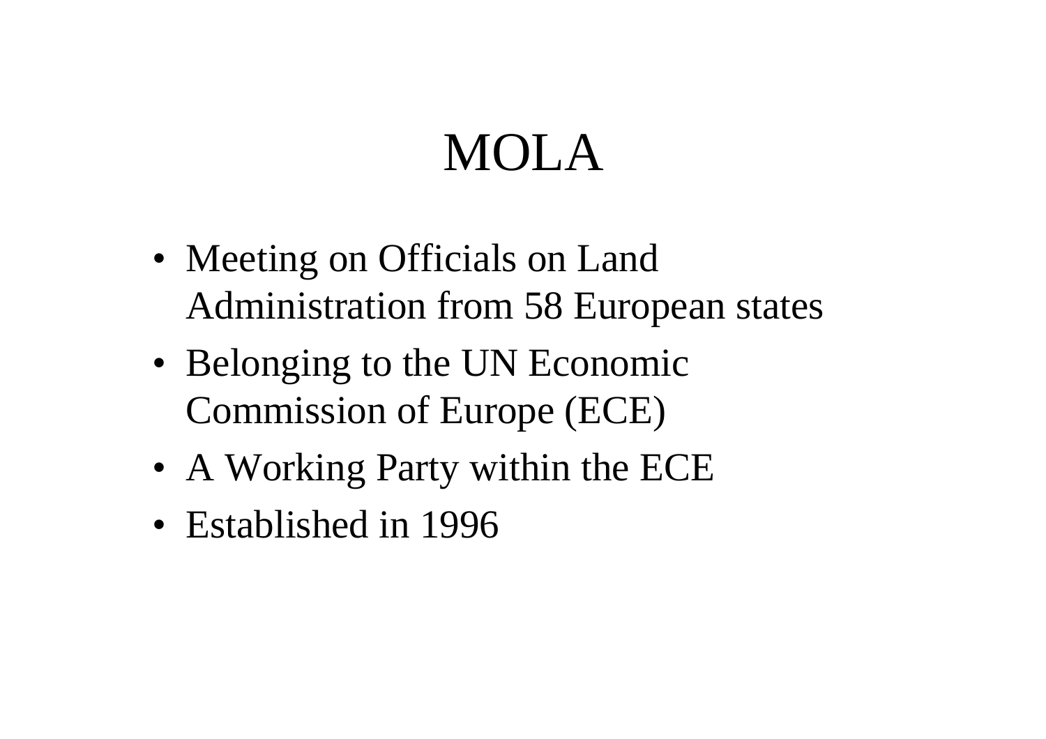# MOLA

- Meeting on Officials on Land Administration from 58 European states
- Belonging to the UN Economic Commission of Europe (ECE)
- A Working Party within the ECE
- Established in 1996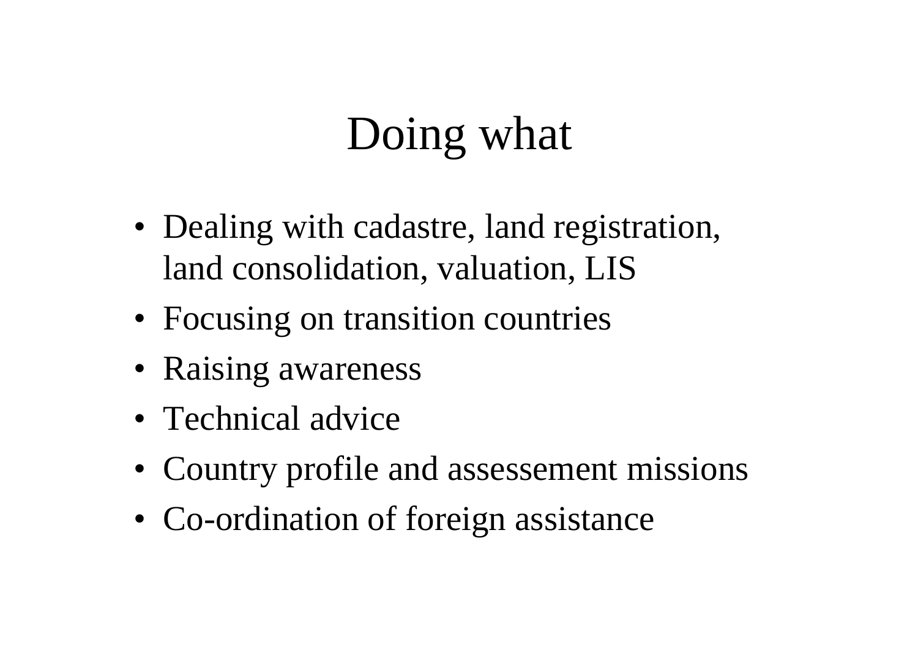# Doing what

- Dealing with cadastre, land registration, land consolidation, valuation, LIS
- Focusing on transition countries
- Raising awareness
- Technical advice
- Country profile and assessement missions
- Co-ordination of foreign assistance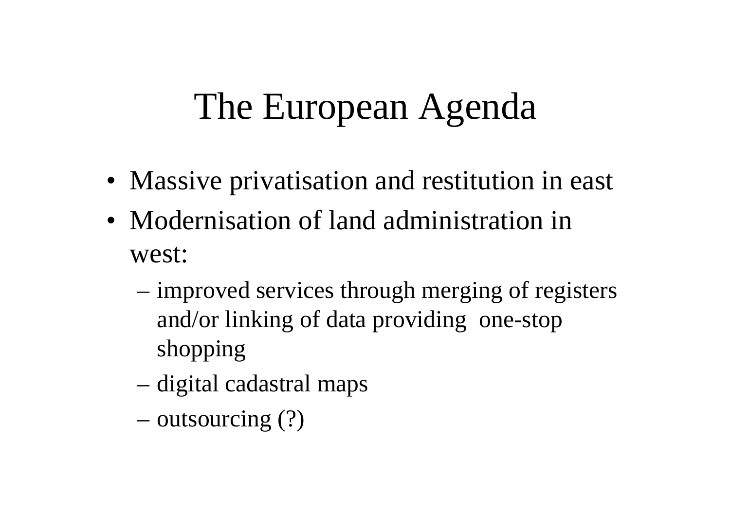# The European Agenda

- Massive privatisation and restitution in east
- Modernisation of land administration in west:
  - improved services through merging of registers and/or linking of data providing one-stop shopping
  - digital cadastral maps
  - outsourcing (?)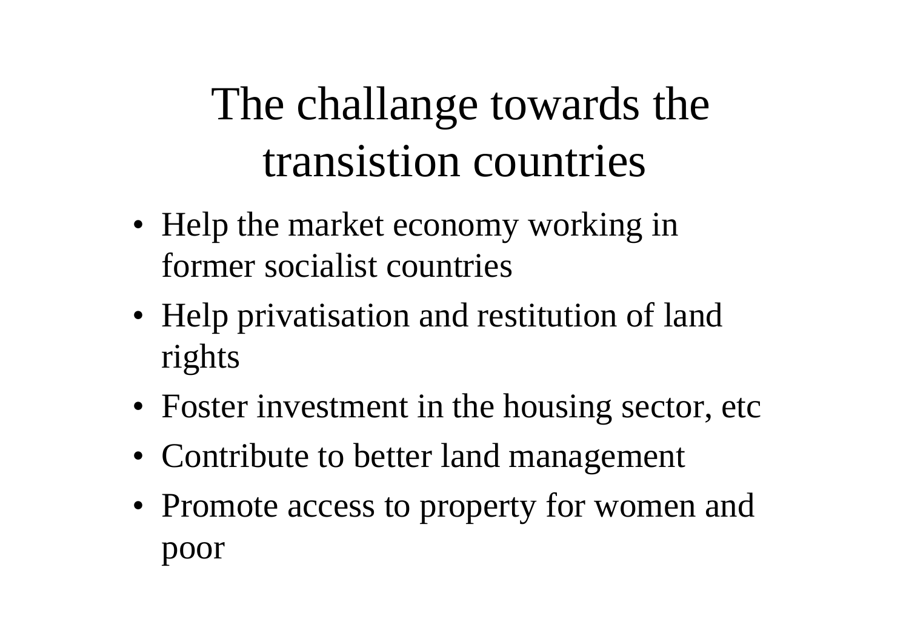# The challange towards the transistion countries

- Help the market economy working in former socialist countries
- Help privatisation and restitution of land rights
- Foster investment in the housing sector, etc
- Contribute to better land management
- Promote access to property for women and poor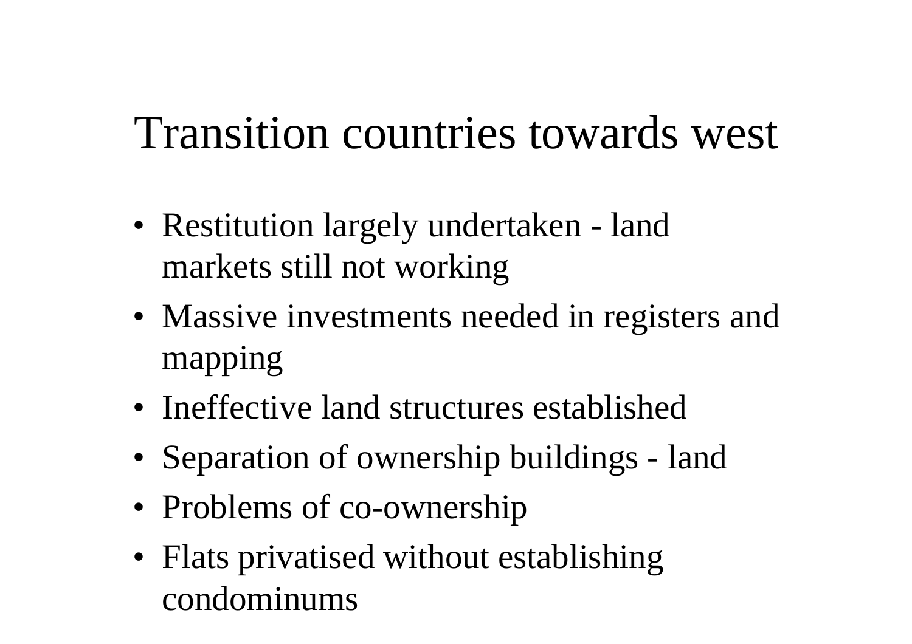# Transition countries towards west

- Restitution largely undertaken - land markets still not working
- Massive investments needed in registers and mapping
- Ineffective land structures established
- Separation of ownership buildings - land
- Problems of co-ownership
- Flats privatised without establishing condominums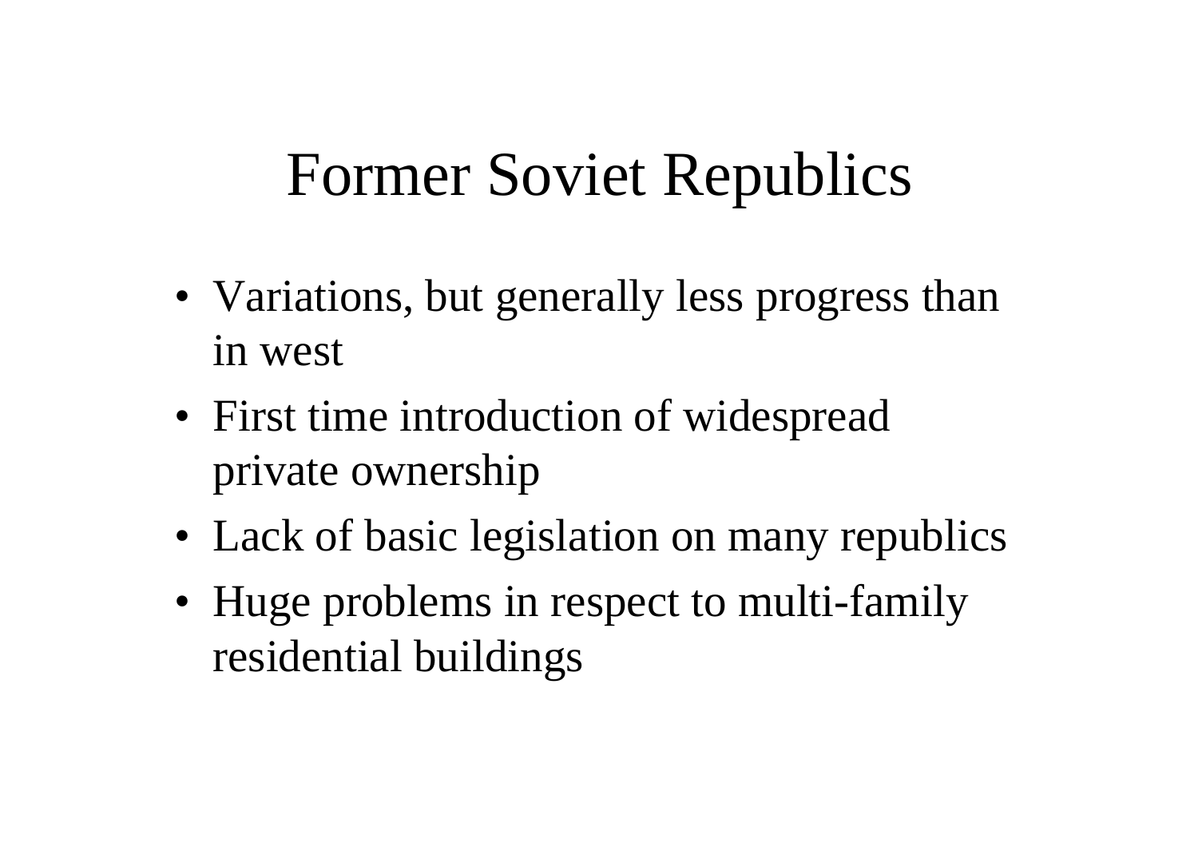# Former Soviet Republics

- Variations, but generally less progress than in west
- First time introduction of widespread private ownership
- Lack of basic legislation on many republics
- Huge problems in respect to multi-family residential buildings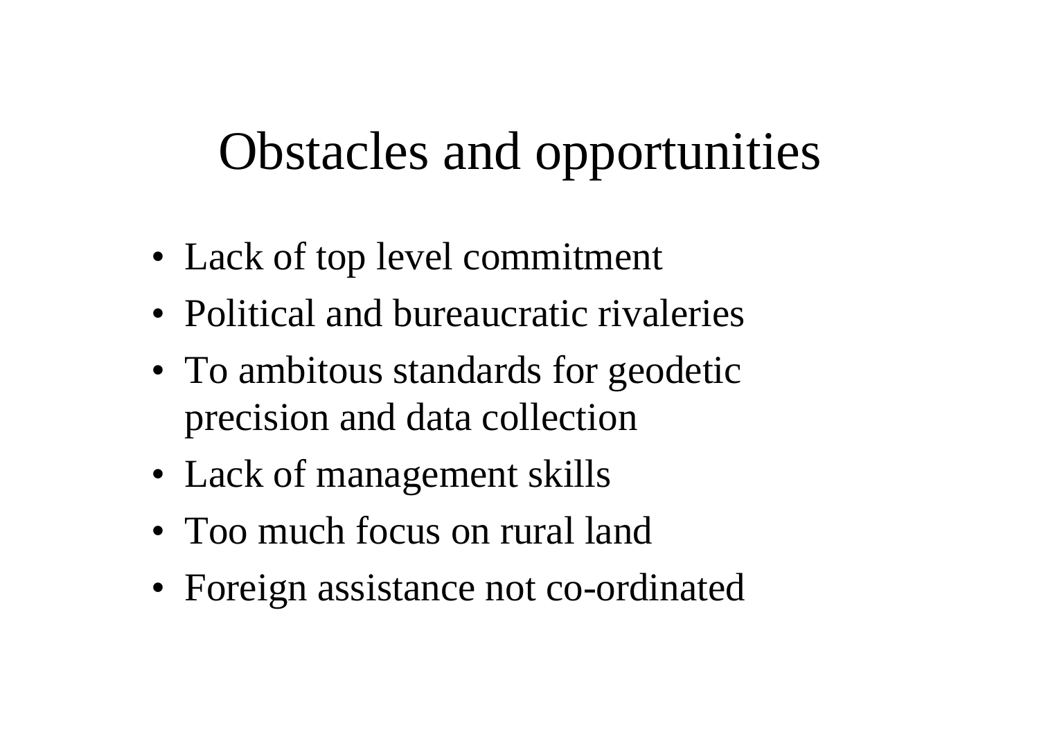# Obstacles and opportunities

- Lack of top level commitment
- Political and bureaucratic rivaleries
- To ambitous standards for geodetic precision and data collection
- Lack of management skills
- Too much focus on rural land
- Foreign assistance not co-ordinated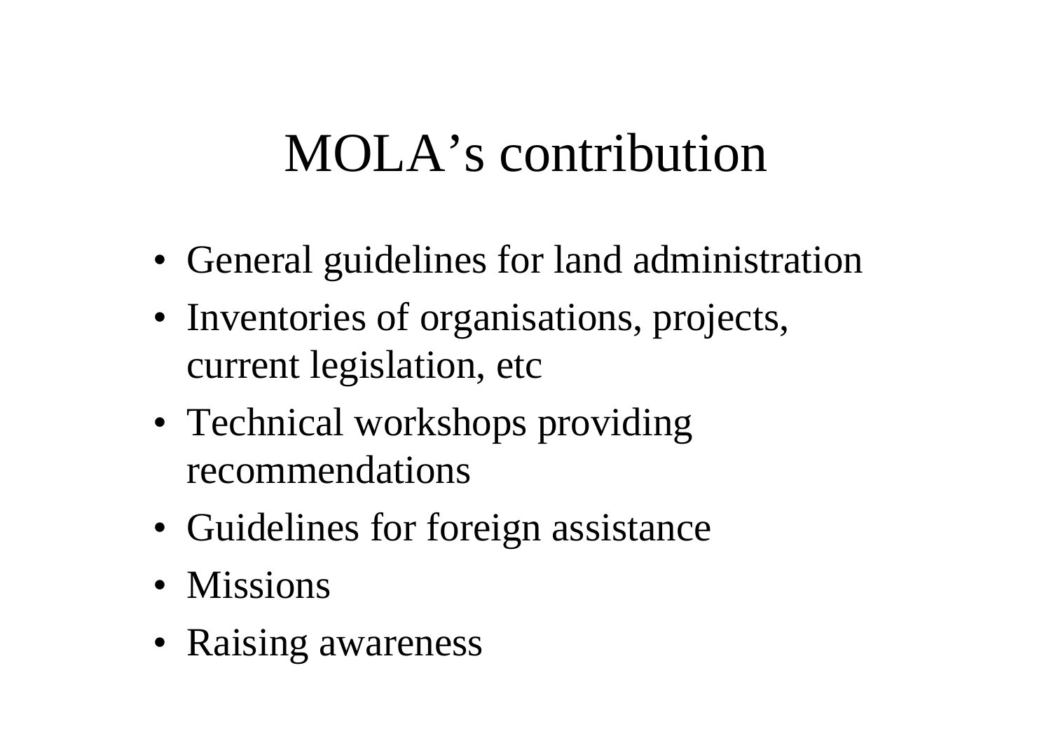# MOLA's contribution

- General guidelines for land administration
- Inventories of organisations, projects, current legislation, etc
- Technical workshops providing recommendations
- Guidelines for foreign assistance
- Missions
- Raising awareness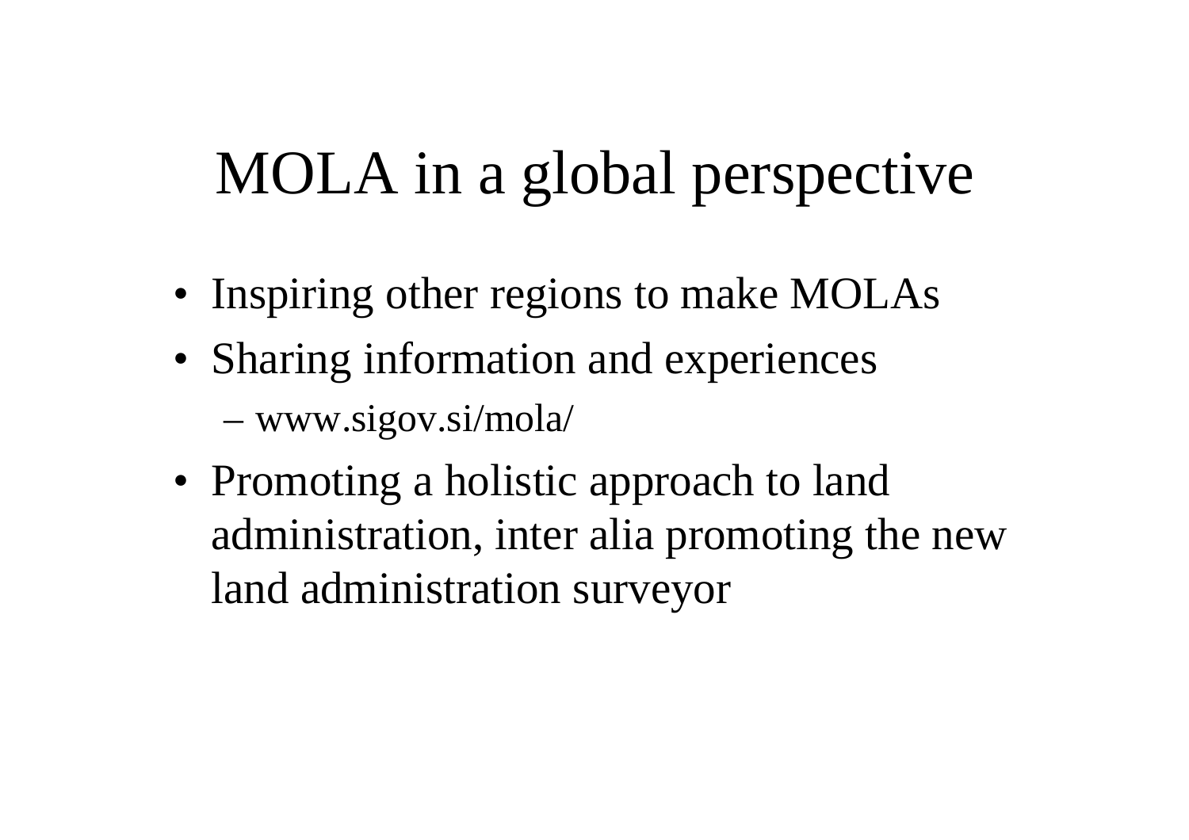# MOLA in a global perspective

- Inspiring other regions to make MOLAs
- Sharing information and experiences
  - www.sigov.si/mola/
- Promoting a holistic approach to land administration, inter alia promoting the new land administration surveyor